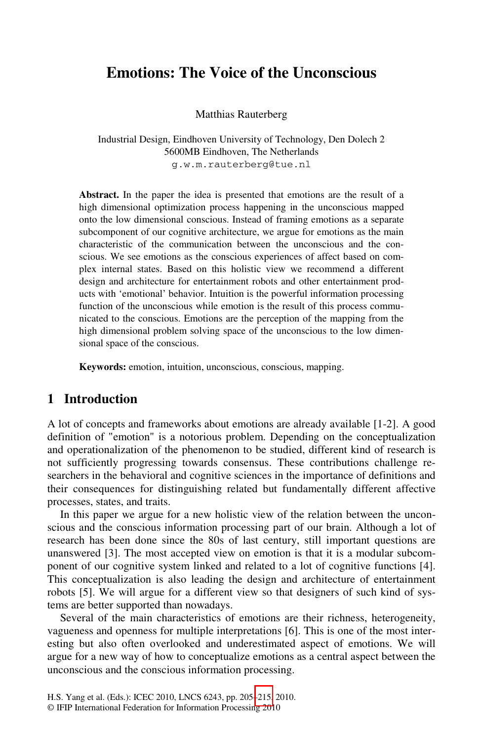# Emotions: The Voice of the Unconscious

Matthias Rauterberg

Industrial Design, Eindhoven University of Technology, Den Dolech 2
5600MB Eindhoven, The Netherlands
g.w.m.rauterberg@tue.nl

**Abstract.** In the paper the idea is presented that emotions are the result of a high dimensional optimization process happening in the unconscious mapped onto the low dimensional conscious. Instead of framing emotions as a separate subcomponent of our cognitive architecture, we argue for emotions as the main characteristic of the communication between the unconscious and the conscious. We see emotions as the conscious experiences of affect based on complex internal states. Based on this holistic view we recommend a different design and architecture for entertainment robots and other entertainment products with 'emotional' behavior. Intuition is the powerful information processing function of the unconscious while emotion is the result of this process communicated to the conscious. Emotions are the perception of the mapping from the high dimensional problem solving space of the unconscious to the low dimensional space of the conscious.

**Keywords:** emotion, intuition, unconscious, conscious, mapping.

## 1 Introduction

A lot of concepts and frameworks about emotions are already available [1-2]. A good definition of "emotion" is a notorious problem. Depending on the conceptualization and operationalization of the phenomenon to be studied, different kind of research is not sufficiently progressing towards consensus. These contributions challenge researchers in the behavioral and cognitive sciences in the importance of definitions and their consequences for distinguishing related but fundamentally different affective processes, states, and traits.

In this paper we argue for a new holistic view of the relation between the unconscious and the conscious information processing part of our brain. Although a lot of research has been done since the 80s of last century, still important questions are unanswered [3]. The most accepted view on emotion is that it is a modular subcomponent of our cognitive system linked and related to a lot of cognitive functions [4]. This conceptualization is also leading the design and architecture of entertainment robots [5]. We will argue for a different view so that designers of such kind of systems are better supported than nowadays.

Several of the main characteristics of emotions are their richness, heterogeneity, vagueness and openness for multiple interpretations [6]. This is one of the most interesting but also often overlooked and underestimated aspect of emotions. We will argue for a new way of how to conceptualize emotions as a central aspect between the unconscious and the conscious information processing.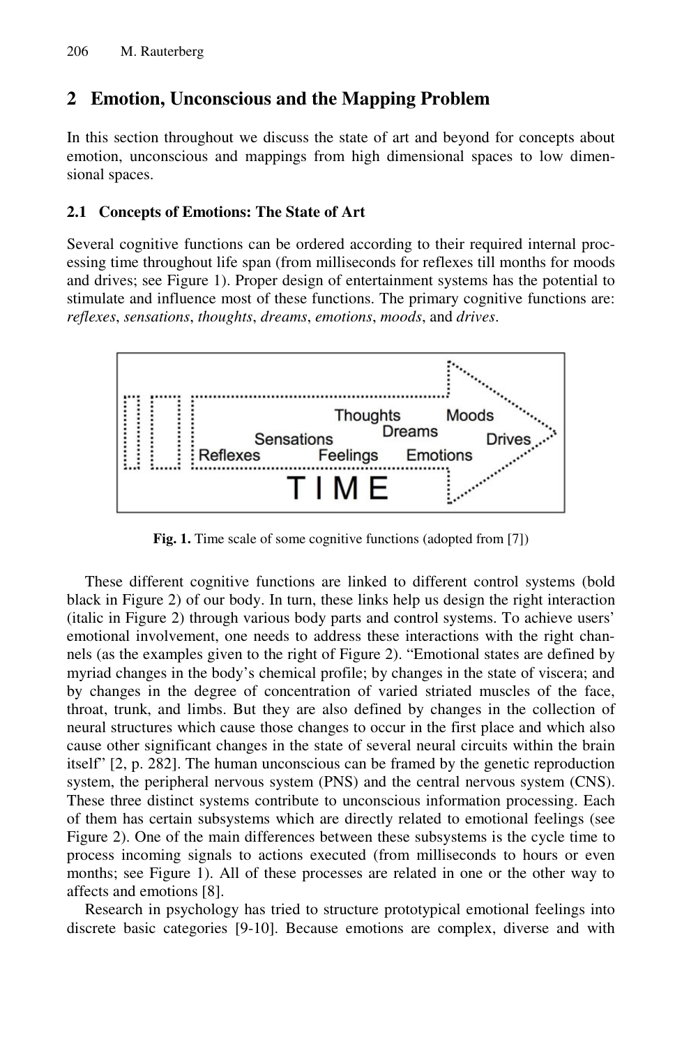## 2 Emotion, Unconscious and the Mapping Problem

In this section throughout we discuss the state of art and beyond for concepts about emotion, unconscious and mappings from high dimensional spaces to low dimensional spaces.

### 2.1 Concepts of Emotions: The State of Art

Several cognitive functions can be ordered according to their required internal processing time throughout life span (from milliseconds for reflexes till months for moods and drives; see Figure 1). Proper design of entertainment systems has the potential to stimulate and influence most of these functions. The primary cognitive functions are: *reflexes*, *sensations*, *thoughts*, *dreams*, *emotions*, *moods*, and *drives*.

**Fig. 1.** Time scale of some cognitive functions (adopted from [7])

These different cognitive functions are linked to different control systems (bold black in Figure 2) of our body. In turn, these links help us design the right interaction (italic in Figure 2) through various body parts and control systems. To achieve users' emotional involvement, one needs to address these interactions with the right channels (as the examples given to the right of Figure 2). "Emotional states are defined by myriad changes in the body's chemical profile; by changes in the state of viscera; and by changes in the degree of concentration of varied striated muscles of the face, throat, trunk, and limbs. But they are also defined by changes in the collection of neural structures which cause those changes to occur in the first place and which also cause other significant changes in the state of several neural circuits within the brain itself" [2, p. 282]. The human unconscious can be framed by the genetic reproduction system, the peripheral nervous system (PNS) and the central nervous system (CNS). These three distinct systems contribute to unconscious information processing. Each of them has certain subsystems which are directly related to emotional feelings (see Figure 2). One of the main differences between these subsystems is the cycle time to process incoming signals to actions executed (from milliseconds to hours or even months; see Figure 1). All of these processes are related in one or the other way to affects and emotions [8].

Research in psychology has tried to structure prototypical emotional feelings into discrete basic categories [9-10]. Because emotions are complex, diverse and with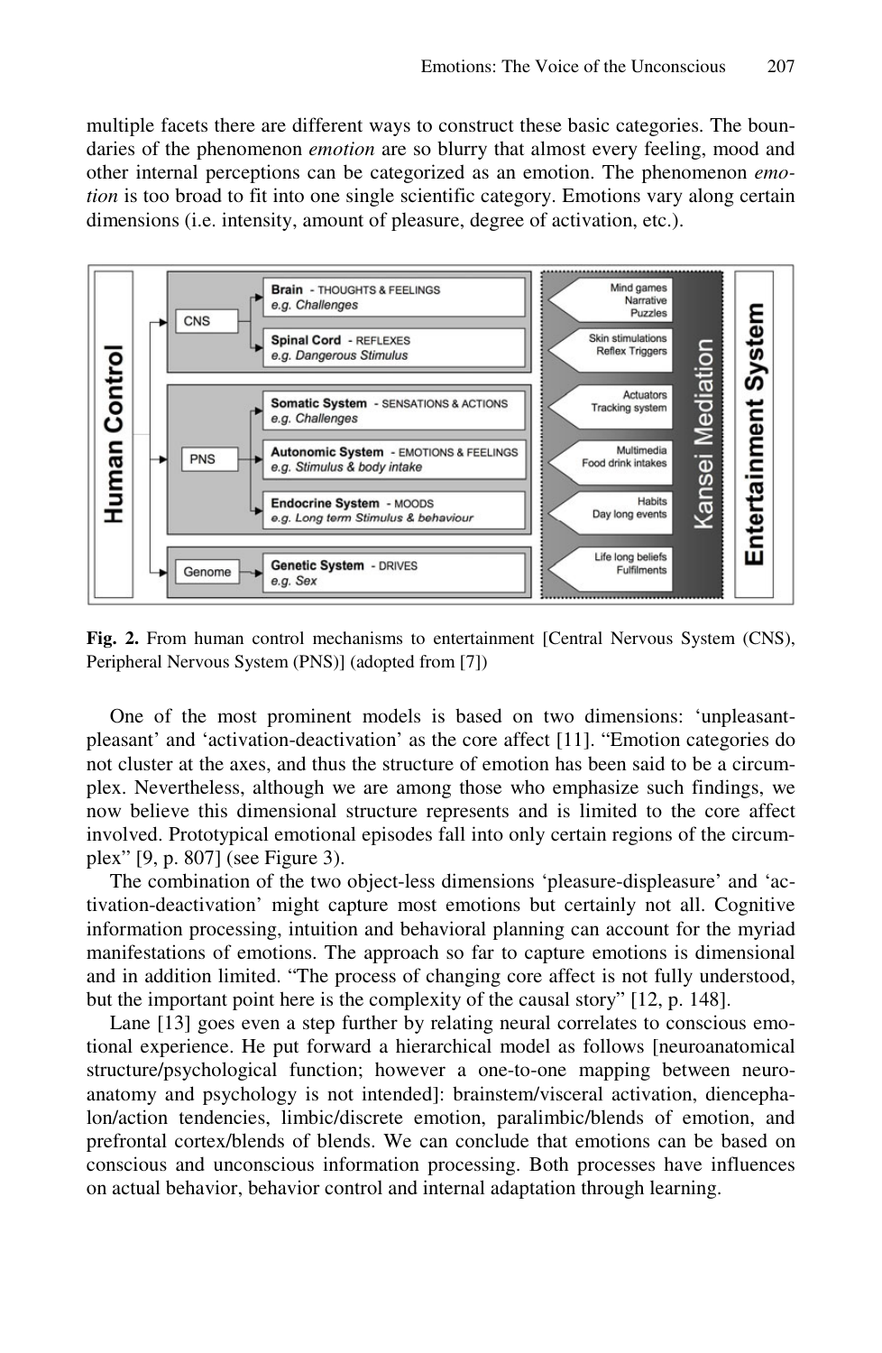multiple facets there are different ways to construct these basic categories. The boundaries of the phenomenon *emotion* are so blurry that almost every feeling, mood and other internal perceptions can be categorized as an emotion. The phenomenon *emotion* is too broad to fit into one single scientific category. Emotions vary along certain dimensions (i.e. intensity, amount of pleasure, degree of activation, etc.).

**Fig. 2.** From human control mechanisms to entertainment [Central Nervous System (CNS), Peripheral Nervous System (PNS)] (adopted from [7])

One of the most prominent models is based on two dimensions: 'unpleasant-pleasant' and 'activation-deactivation' as the core affect [11]. "Emotion categories do not cluster at the axes, and thus the structure of emotion has been said to be a circumplex. Nevertheless, although we are among those who emphasize such findings, we now believe this dimensional structure represents and is limited to the core affect involved. Prototypical emotional episodes fall into only certain regions of the circumplex" [9, p. 807] (see Figure 3).

The combination of the two object-less dimensions 'pleasure-displeasure' and 'activation-deactivation' might capture most emotions but certainly not all. Cognitive information processing, intuition and behavioral planning can account for the myriad manifestations of emotions. The approach so far to capture emotions is dimensional and in addition limited. "The process of changing core affect is not fully understood, but the important point here is the complexity of the causal story" [12, p. 148].

Lane [13] goes even a step further by relating neural correlates to conscious emotional experience. He put forward a hierarchical model as follows [neuroanatomical structure/psychological function; however a one-to-one mapping between neuroanatomy and psychology is not intended]: brainstem/visceral activation, diencephalon/action tendencies, limbic/discrete emotion, paralimbic/blends of emotion, and prefrontal cortex/blends of blends. We can conclude that emotions can be based on conscious and unconscious information processing. Both processes have influences on actual behavior, behavior control and internal adaptation through learning.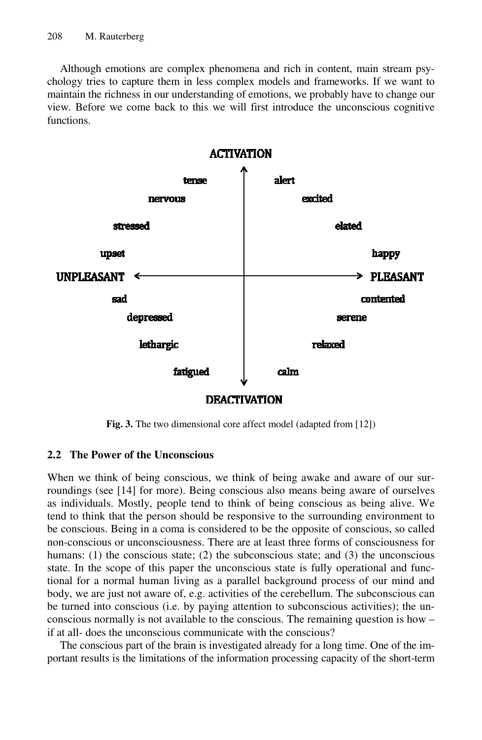Although emotions are complex phenomena and rich in content, main stream psychology tries to capture them in less complex models and frameworks. If we want to maintain the richness in our understanding of emotions, we probably have to change our view. Before we come back to this we will first introduce the unconscious cognitive functions.

**Fig. 3.** The two dimensional core affect model (adapted from [12])

### 2.2 The Power of the Unconscious

When we think of being conscious, we think of being awake and aware of our surroundings (see [14] for more). Being conscious also means being aware of ourselves as individuals. Mostly, people tend to think of being conscious as being alive. We tend to think that the person should be responsive to the surrounding environment to be conscious. Being in a coma is considered to be the opposite of conscious, so called non-conscious or unconsciousness. There are at least three forms of consciousness for humans: (1) the conscious state; (2) the subconscious state; and (3) the unconscious state. In the scope of this paper the unconscious state is fully operational and functional for a normal human living as a parallel background process of our mind and body, we are just not aware of, e.g. activities of the cerebellum. The subconscious can be turned into conscious (i.e. by paying attention to subconscious activities); the unconscious normally is not available to the conscious. The remaining question is how – if at all- does the unconscious communicate with the conscious?

The conscious part of the brain is investigated already for a long time. One of the important results is the limitations of the information processing capacity of the short-term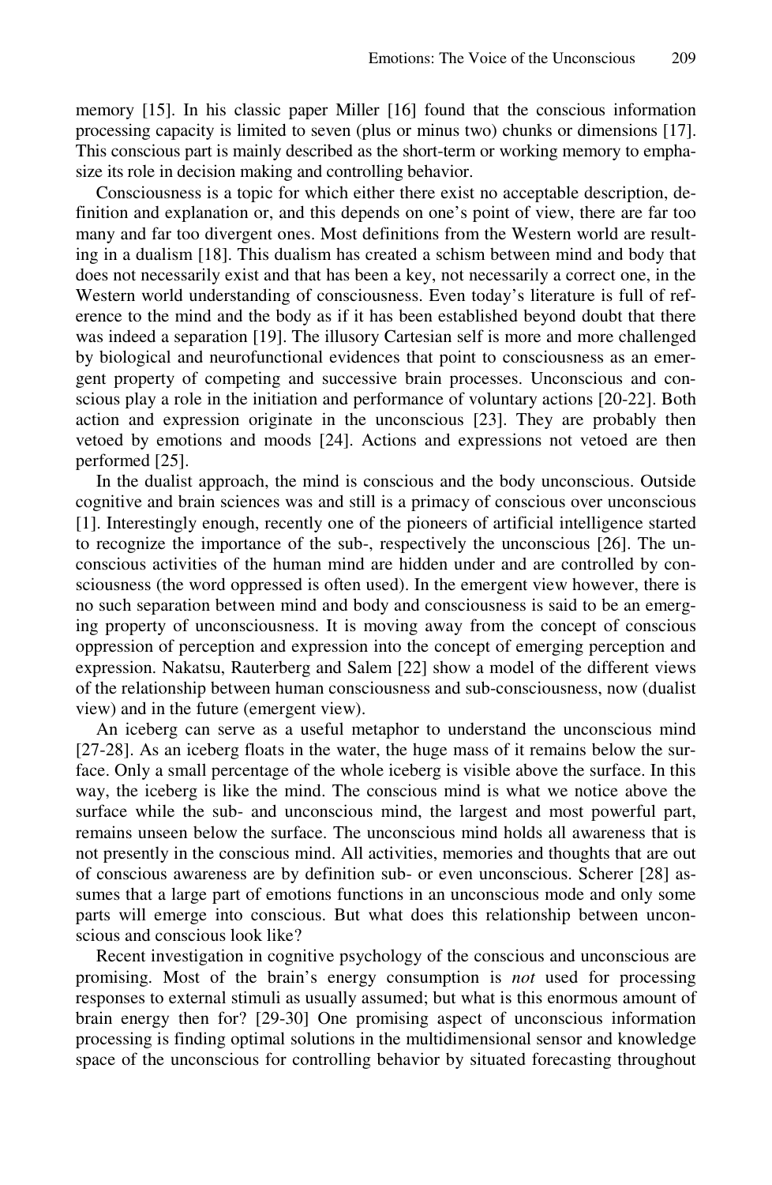memory [15]. In his classic paper Miller [16] found that the conscious information processing capacity is limited to seven (plus or minus two) chunks or dimensions [17]. This conscious part is mainly described as the short-term or working memory to emphasize its role in decision making and controlling behavior.

Consciousness is a topic for which either there exist no acceptable description, definition and explanation or, and this depends on one's point of view, there are far too many and far too divergent ones. Most definitions from the Western world are resulting in a dualism [18]. This dualism has created a schism between mind and body that does not necessarily exist and that has been a key, not necessarily a correct one, in the Western world understanding of consciousness. Even today's literature is full of reference to the mind and the body as if it has been established beyond doubt that there was indeed a separation [19]. The illusory Cartesian self is more and more challenged by biological and neurofunctional evidences that point to consciousness as an emergent property of competing and successive brain processes. Unconscious and conscious play a role in the initiation and performance of voluntary actions [20-22]. Both action and expression originate in the unconscious [23]. They are probably then vetoed by emotions and moods [24]. Actions and expressions not vetoed are then performed [25].

In the dualist approach, the mind is conscious and the body unconscious. Outside cognitive and brain sciences was and still is a primacy of conscious over unconscious [1]. Interestingly enough, recently one of the pioneers of artificial intelligence started to recognize the importance of the sub-, respectively the unconscious [26]. The unconscious activities of the human mind are hidden under and are controlled by consciousness (the word oppressed is often used). In the emergent view however, there is no such separation between mind and body and consciousness is said to be an emerging property of unconsciousness. It is moving away from the concept of conscious oppression of perception and expression into the concept of emerging perception and expression. Nakatsu, Rauterberg and Salem [22] show a model of the different views of the relationship between human consciousness and sub-consciousness, now (dualist view) and in the future (emergent view).

An iceberg can serve as a useful metaphor to understand the unconscious mind [27-28]. As an iceberg floats in the water, the huge mass of it remains below the surface. Only a small percentage of the whole iceberg is visible above the surface. In this way, the iceberg is like the mind. The conscious mind is what we notice above the surface while the sub- and unconscious mind, the largest and most powerful part, remains unseen below the surface. The unconscious mind holds all awareness that is not presently in the conscious mind. All activities, memories and thoughts that are out of conscious awareness are by definition sub- or even unconscious. Scherer [28] assumes that a large part of emotions functions in an unconscious mode and only some parts will emerge into conscious. But what does this relationship between unconscious and conscious look like?

Recent investigation in cognitive psychology of the conscious and unconscious are promising. Most of the brain's energy consumption is *not* used for processing responses to external stimuli as usually assumed; but what is this enormous amount of brain energy then for? [29-30] One promising aspect of unconscious information processing is finding optimal solutions in the multidimensional sensor and knowledge space of the unconscious for controlling behavior by situated forecasting throughout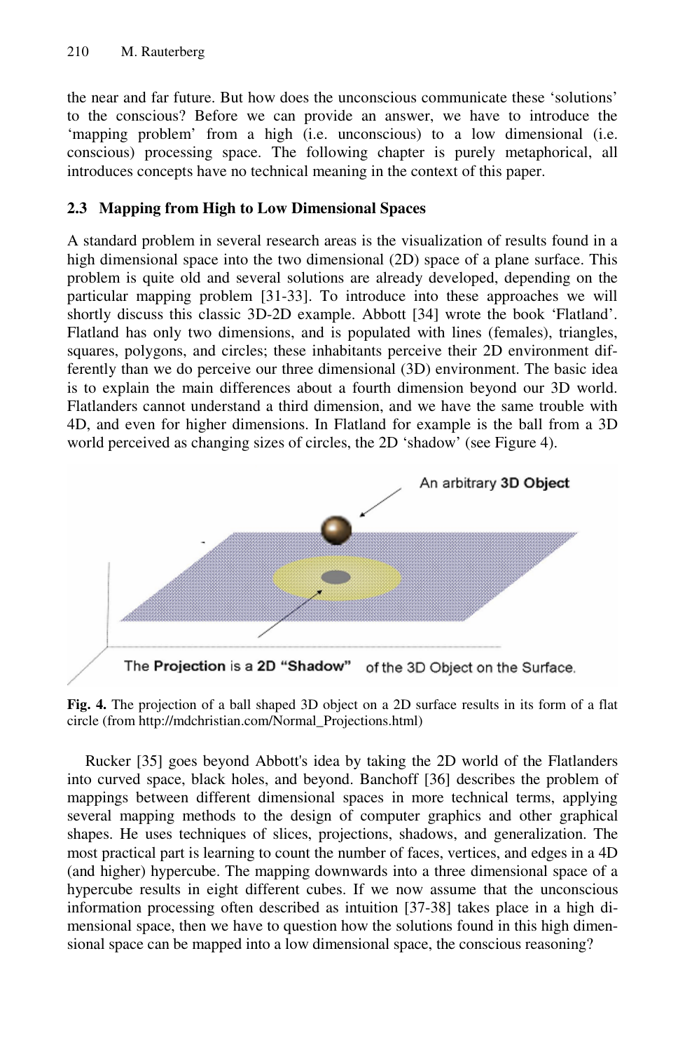the near and far future. But how does the unconscious communicate these 'solutions' to the conscious? Before we can provide an answer, we have to introduce the 'mapping problem' from a high (i.e. unconscious) to a low dimensional (i.e. conscious) processing space. The following chapter is purely metaphorical, all introduces concepts have no technical meaning in the context of this paper.

### 2.3 Mapping from High to Low Dimensional Spaces

A standard problem in several research areas is the visualization of results found in a high dimensional space into the two dimensional (2D) space of a plane surface. This problem is quite old and several solutions are already developed, depending on the particular mapping problem [31-33]. To introduce into these approaches we will shortly discuss this classic 3D-2D example. Abbott [34] wrote the book 'Flatland'. Flatland has only two dimensions, and is populated with lines (females), triangles, squares, polygons, and circles; these inhabitants perceive their 2D environment differently than we do perceive our three dimensional (3D) environment. The basic idea is to explain the main differences about a fourth dimension beyond our 3D world. Flatlanders cannot understand a third dimension, and we have the same trouble with 4D, and even for higher dimensions. In Flatland for example is the ball from a 3D world perceived as changing sizes of circles, the 2D 'shadow' (see Figure 4).

**Fig. 4.** The projection of a ball shaped 3D object on a 2D surface results in its form of a flat circle (from http://mdchristian.com/Normal_Projections.html)

Rucker [35] goes beyond Abbott's idea by taking the 2D world of the Flatlanders into curved space, black holes, and beyond. Banchoff [36] describes the problem of mappings between different dimensional spaces in more technical terms, applying several mapping methods to the design of computer graphics and other graphical shapes. He uses techniques of slices, projections, shadows, and generalization. The most practical part is learning to count the number of faces, vertices, and edges in a 4D (and higher) hypercube. The mapping downwards into a three dimensional space of a hypercube results in eight different cubes. If we now assume that the unconscious information processing often described as intuition [37-38] takes place in a high dimensional space, then we have to question how the solutions found in this high dimensional space can be mapped into a low dimensional space, the conscious reasoning?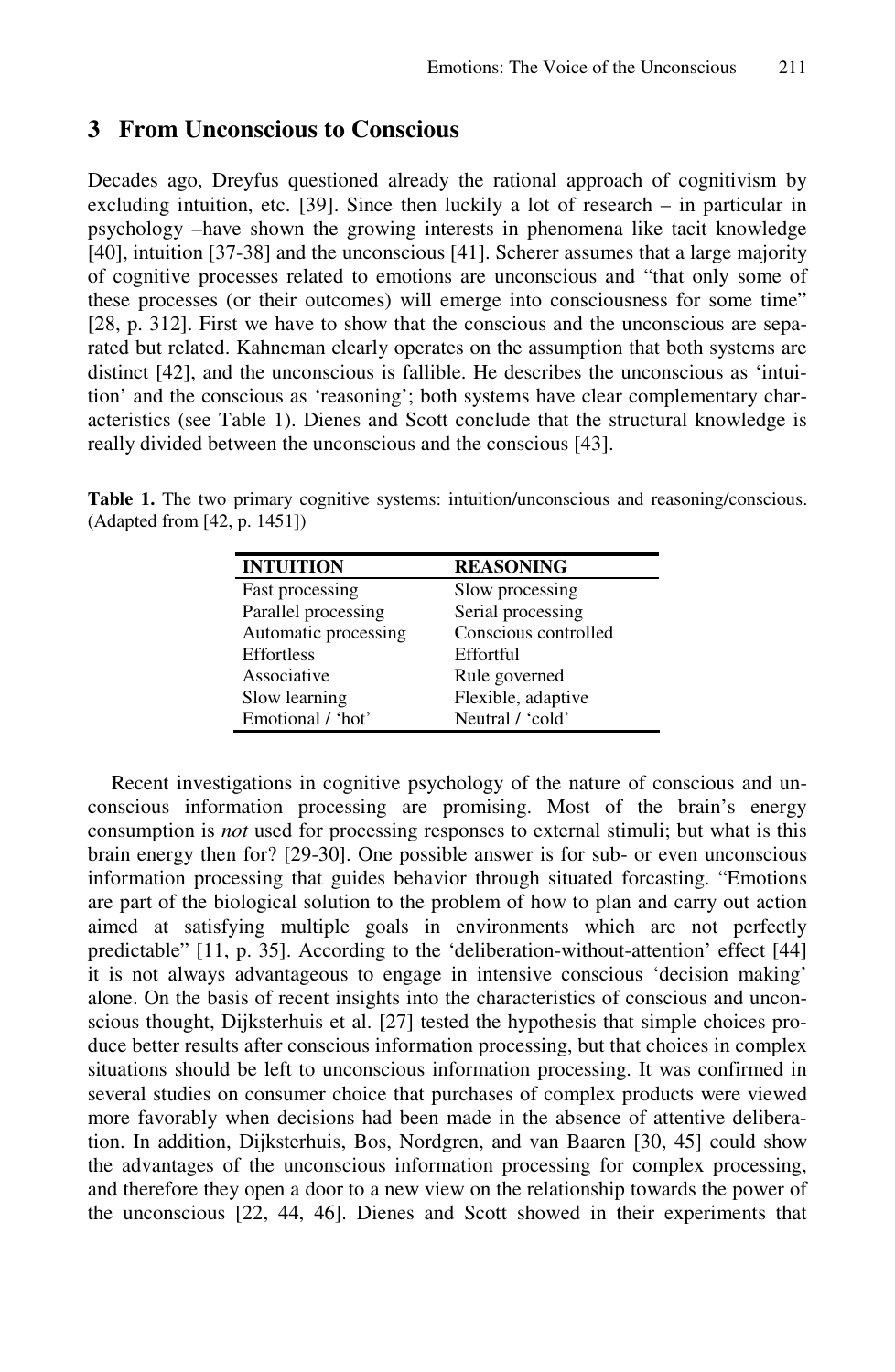## 3 From Unconscious to Conscious

Decades ago, Dreyfus questioned already the rational approach of cognitivism by excluding intuition, etc. [39]. Since then luckily a lot of research – in particular in psychology –have shown the growing interests in phenomena like tacit knowledge [40], intuition [37-38] and the unconscious [41]. Scherer assumes that a large majority of cognitive processes related to emotions are unconscious and "that only some of these processes (or their outcomes) will emerge into consciousness for some time" [28, p. 312]. First we have to show that the conscious and the unconscious are separated but related. Kahneman clearly operates on the assumption that both systems are distinct [42], and the unconscious is fallible. He describes the unconscious as 'intuition' and the conscious as 'reasoning'; both systems have clear complementary characteristics (see Table 1). Dienes and Scott conclude that the structural knowledge is really divided between the unconscious and the conscious [43].

**Table 1.** The two primary cognitive systems: intuition/unconscious and reasoning/conscious. (Adapted from [42, p. 1451])

| INTUITION | REASONING |
|---|---|
| Fast processing | Slow processing |
| Parallel processing | Serial processing |
| Automatic processing | Conscious controlled |
| Effortless | Effortful |
| Associative | Rule governed |
| Slow learning | Flexible, adaptive |
| Emotional / 'hot' | Neutral / 'cold' |

Recent investigations in cognitive psychology of the nature of conscious and unconscious information processing are promising. Most of the brain's energy consumption is *not* used for processing responses to external stimuli; but what is this brain energy then for? [29-30]. One possible answer is for sub- or even unconscious information processing that guides behavior through situated forcasting. "Emotions are part of the biological solution to the problem of how to plan and carry out action aimed at satisfying multiple goals in environments which are not perfectly predictable" [11, p. 35]. According to the 'deliberation-without-attention' effect [44] it is not always advantageous to engage in intensive conscious 'decision making' alone. On the basis of recent insights into the characteristics of conscious and unconscious thought, Dijksterhuis et al. [27] tested the hypothesis that simple choices produce better results after conscious information processing, but that choices in complex situations should be left to unconscious information processing. It was confirmed in several studies on consumer choice that purchases of complex products were viewed more favorably when decisions had been made in the absence of attentive deliberation. In addition, Dijksterhuis, Bos, Nordgren, and van Baaren [30, 45] could show the advantages of the unconscious information processing for complex processing, and therefore they open a door to a new view on the relationship towards the power of the unconscious [22, 44, 46]. Dienes and Scott showed in their experiments that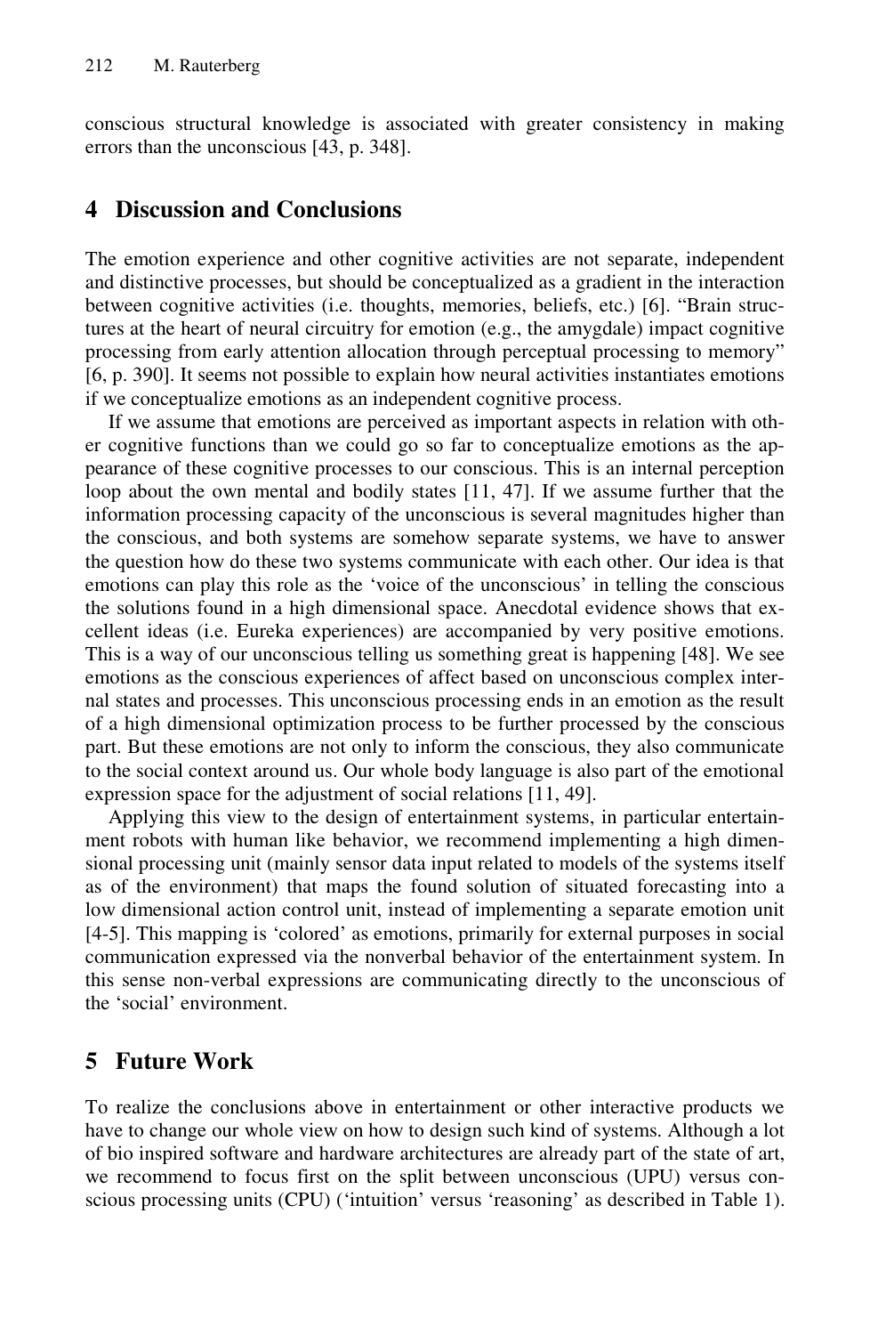conscious structural knowledge is associated with greater consistency in making errors than the unconscious [43, p. 348].

## 4 Discussion and Conclusions

The emotion experience and other cognitive activities are not separate, independent and distinctive processes, but should be conceptualized as a gradient in the interaction between cognitive activities (i.e. thoughts, memories, beliefs, etc.) [6]. "Brain structures at the heart of neural circuitry for emotion (e.g., the amygdale) impact cognitive processing from early attention allocation through perceptual processing to memory" [6, p. 390]. It seems not possible to explain how neural activities instantiates emotions if we conceptualize emotions as an independent cognitive process.

If we assume that emotions are perceived as important aspects in relation with other cognitive functions than we could go so far to conceptualize emotions as the appearance of these cognitive processes to our conscious. This is an internal perception loop about the own mental and bodily states [11, 47]. If we assume further that the information processing capacity of the unconscious is several magnitudes higher than the conscious, and both systems are somehow separate systems, we have to answer the question how do these two systems communicate with each other. Our idea is that emotions can play this role as the 'voice of the unconscious' in telling the conscious the solutions found in a high dimensional space. Anecdotal evidence shows that excellent ideas (i.e. Eureka experiences) are accompanied by very positive emotions. This is a way of our unconscious telling us something great is happening [48]. We see emotions as the conscious experiences of affect based on unconscious complex internal states and processes. This unconscious processing ends in an emotion as the result of a high dimensional optimization process to be further processed by the conscious part. But these emotions are not only to inform the conscious, they also communicate to the social context around us. Our whole body language is also part of the emotional expression space for the adjustment of social relations [11, 49].

Applying this view to the design of entertainment systems, in particular entertainment robots with human like behavior, we recommend implementing a high dimensional processing unit (mainly sensor data input related to models of the systems itself as of the environment) that maps the found solution of situated forecasting into a low dimensional action control unit, instead of implementing a separate emotion unit [4-5]. This mapping is 'colored' as emotions, primarily for external purposes in social communication expressed via the nonverbal behavior of the entertainment system. In this sense non-verbal expressions are communicating directly to the unconscious of the 'social' environment.

## 5 Future Work

To realize the conclusions above in entertainment or other interactive products we have to change our whole view on how to design such kind of systems. Although a lot of bio inspired software and hardware architectures are already part of the state of art, we recommend to focus first on the split between unconscious (UPU) versus conscious processing units (CPU) ('intuition' versus 'reasoning' as described in Table 1).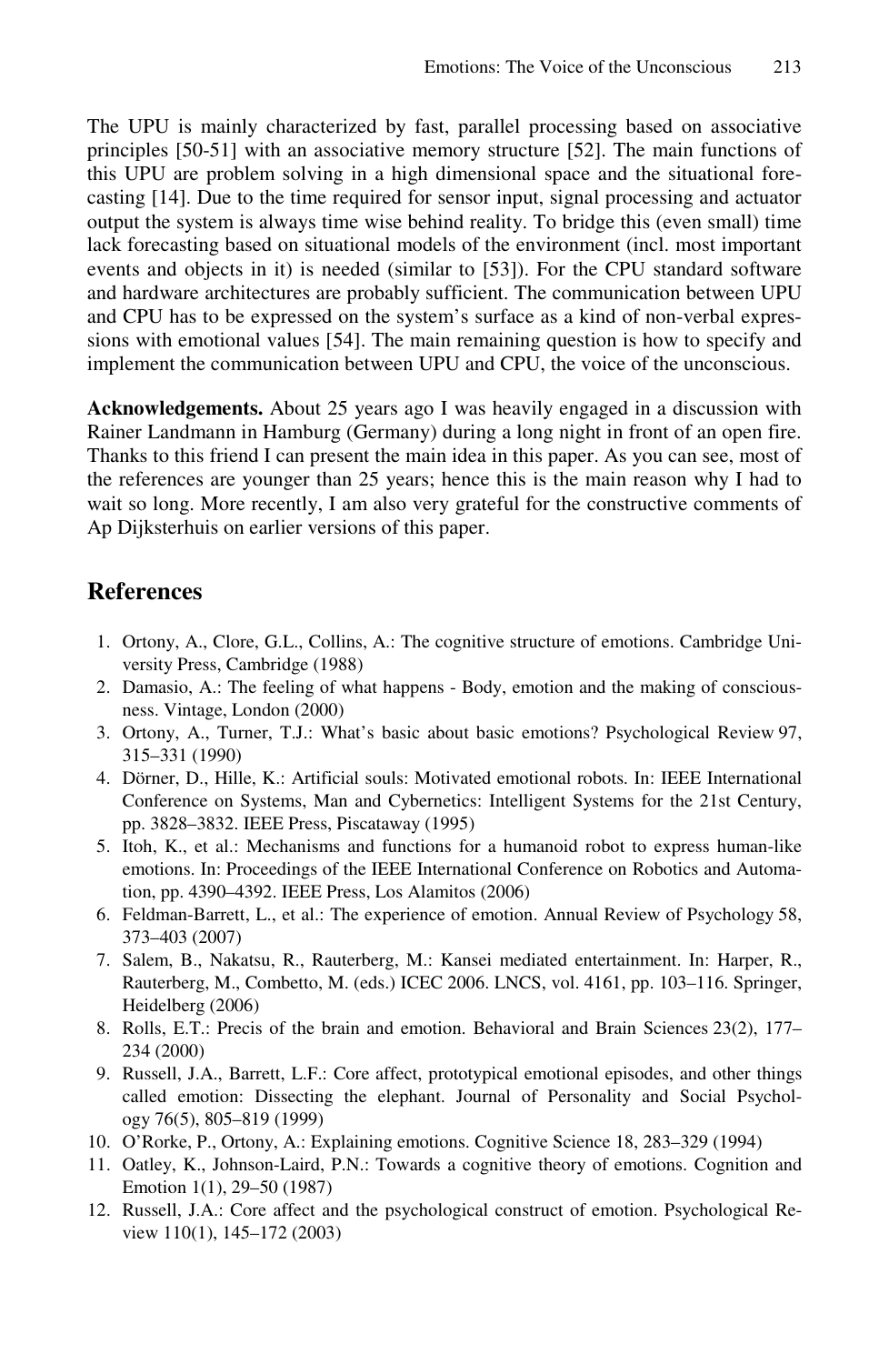The UPU is mainly characterized by fast, parallel processing based on associative principles [50-51] with an associative memory structure [52]. The main functions of this UPU are problem solving in a high dimensional space and the situational forecasting [14]. Due to the time required for sensor input, signal processing and actuator output the system is always time wise behind reality. To bridge this (even small) time lack forecasting based on situational models of the environment (incl. most important events and objects in it) is needed (similar to [53]). For the CPU standard software and hardware architectures are probably sufficient. The communication between UPU and CPU has to be expressed on the system's surface as a kind of non-verbal expressions with emotional values [54]. The main remaining question is how to specify and implement the communication between UPU and CPU, the voice of the unconscious.

**Acknowledgements.** About 25 years ago I was heavily engaged in a discussion with Rainer Landmann in Hamburg (Germany) during a long night in front of an open fire. Thanks to this friend I can present the main idea in this paper. As you can see, most of the references are younger than 25 years; hence this is the main reason why I had to wait so long. More recently, I am also very grateful for the constructive comments of Ap Dijksterhuis on earlier versions of this paper.

## References

1. Ortony, A., Clore, G.L., Collins, A.: The cognitive structure of emotions. Cambridge University Press, Cambridge (1988)
2. Damasio, A.: The feeling of what happens - Body, emotion and the making of consciousness. Vintage, London (2000)
3. Ortony, A., Turner, T.J.: What's basic about basic emotions? Psychological Review 97, 315–331 (1990)
4. Dörner, D., Hille, K.: Artificial souls: Motivated emotional robots. In: IEEE International Conference on Systems, Man and Cybernetics: Intelligent Systems for the 21st Century, pp. 3828–3832. IEEE Press, Piscataway (1995)
5. Itoh, K., et al.: Mechanisms and functions for a humanoid robot to express human-like emotions. In: Proceedings of the IEEE International Conference on Robotics and Automation, pp. 4390–4392. IEEE Press, Los Alamitos (2006)
6. Feldman-Barrett, L., et al.: The experience of emotion. Annual Review of Psychology 58, 373–403 (2007)
7. Salem, B., Nakatsu, R., Rauterberg, M.: Kansei mediated entertainment. In: Harper, R., Rauterberg, M., Combetto, M. (eds.) ICEC 2006. LNCS, vol. 4161, pp. 103–116. Springer, Heidelberg (2006)
8. Rolls, E.T.: Precis of the brain and emotion. Behavioral and Brain Sciences 23(2), 177–234 (2000)
9. Russell, J.A., Barrett, L.F.: Core affect, prototypical emotional episodes, and other things called emotion: Dissecting the elephant. Journal of Personality and Social Psychology 76(5), 805–819 (1999)
10. O'Rorke, P., Ortony, A.: Explaining emotions. Cognitive Science 18, 283–329 (1994)
11. Oatley, K., Johnson-Laird, P.N.: Towards a cognitive theory of emotions. Cognition and Emotion 1(1), 29–50 (1987)
12. Russell, J.A.: Core affect and the psychological construct of emotion. Psychological Review 110(1), 145–172 (2003)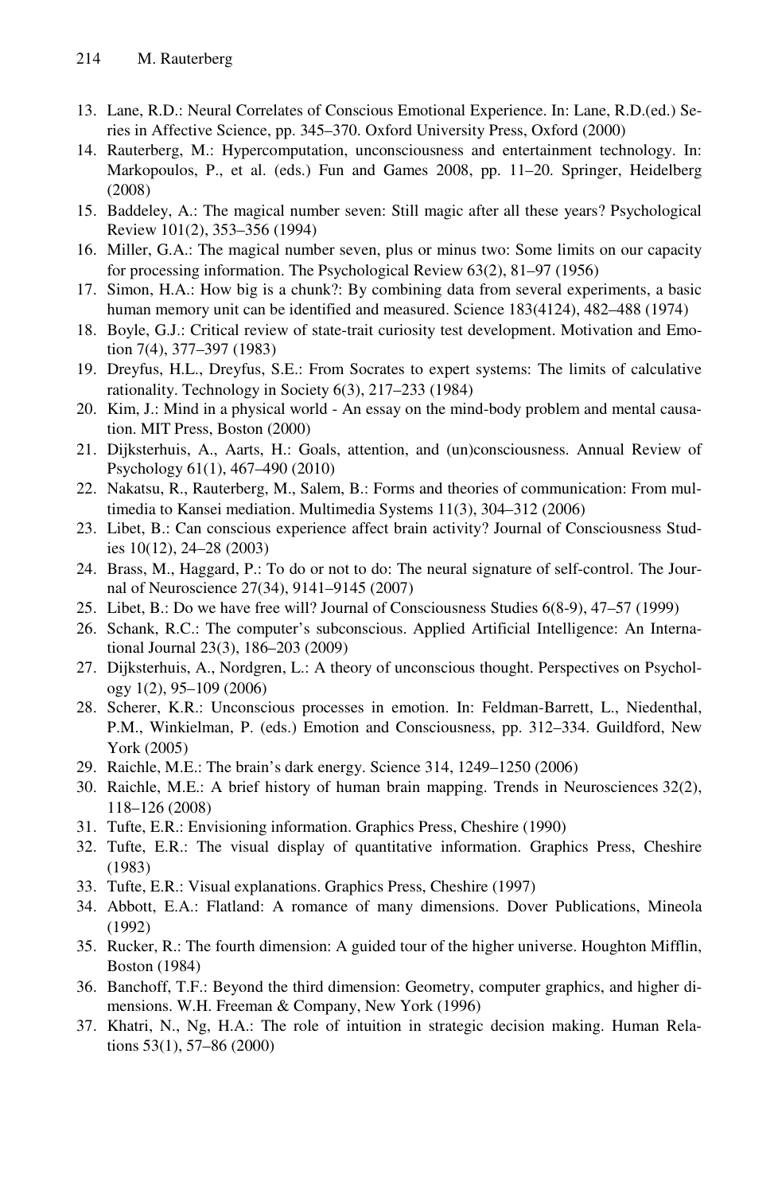13. Lane, R.D.: Neural Correlates of Conscious Emotional Experience. In: Lane, R.D.(ed.) Series in Affective Science, pp. 345–370. Oxford University Press, Oxford (2000)
14. Rauterberg, M.: Hypercomputation, unconsciousness and entertainment technology. In: Markopoulos, P., et al. (eds.) Fun and Games 2008, pp. 11–20. Springer, Heidelberg (2008)
15. Baddeley, A.: The magical number seven: Still magic after all these years? Psychological Review 101(2), 353–356 (1994)
16. Miller, G.A.: The magical number seven, plus or minus two: Some limits on our capacity for processing information. The Psychological Review 63(2), 81–97 (1956)
17. Simon, H.A.: How big is a chunk?: By combining data from several experiments, a basic human memory unit can be identified and measured. Science 183(4124), 482–488 (1974)
18. Boyle, G.J.: Critical review of state-trait curiosity test development. Motivation and Emotion 7(4), 377–397 (1983)
19. Dreyfus, H.L., Dreyfus, S.E.: From Socrates to expert systems: The limits of calculative rationality. Technology in Society 6(3), 217–233 (1984)
20. Kim, J.: Mind in a physical world - An essay on the mind-body problem and mental causation. MIT Press, Boston (2000)
21. Dijksterhuis, A., Aarts, H.: Goals, attention, and (un)consciousness. Annual Review of Psychology 61(1), 467–490 (2010)
22. Nakatsu, R., Rauterberg, M., Salem, B.: Forms and theories of communication: From multimedia to Kansei mediation. Multimedia Systems 11(3), 304–312 (2006)
23. Libet, B.: Can conscious experience affect brain activity? Journal of Consciousness Studies 10(12), 24–28 (2003)
24. Brass, M., Haggard, P.: To do or not to do: The neural signature of self-control. The Journal of Neuroscience 27(34), 9141–9145 (2007)
25. Libet, B.: Do we have free will? Journal of Consciousness Studies 6(8-9), 47–57 (1999)
26. Schank, R.C.: The computer's subconscious. Applied Artificial Intelligence: An International Journal 23(3), 186–203 (2009)
27. Dijksterhuis, A., Nordgren, L.: A theory of unconscious thought. Perspectives on Psychology 1(2), 95–109 (2006)
28. Scherer, K.R.: Unconscious processes in emotion. In: Feldman-Barrett, L., Niedenthal, P.M., Winkielman, P. (eds.) Emotion and Consciousness, pp. 312–334. Guildford, New York (2005)
29. Raichle, M.E.: The brain's dark energy. Science 314, 1249–1250 (2006)
30. Raichle, M.E.: A brief history of human brain mapping. Trends in Neurosciences 32(2), 118–126 (2008)
31. Tufte, E.R.: Envisioning information. Graphics Press, Cheshire (1990)
32. Tufte, E.R.: The visual display of quantitative information. Graphics Press, Cheshire (1983)
33. Tufte, E.R.: Visual explanations. Graphics Press, Cheshire (1997)
34. Abbott, E.A.: Flatland: A romance of many dimensions. Dover Publications, Mineola (1992)
35. Rucker, R.: The fourth dimension: A guided tour of the higher universe. Houghton Mifflin, Boston (1984)
36. Banchoff, T.F.: Beyond the third dimension: Geometry, computer graphics, and higher dimensions. W.H. Freeman & Company, New York (1996)
37. Khatri, N., Ng, H.A.: The role of intuition in strategic decision making. Human Relations 53(1), 57–86 (2000)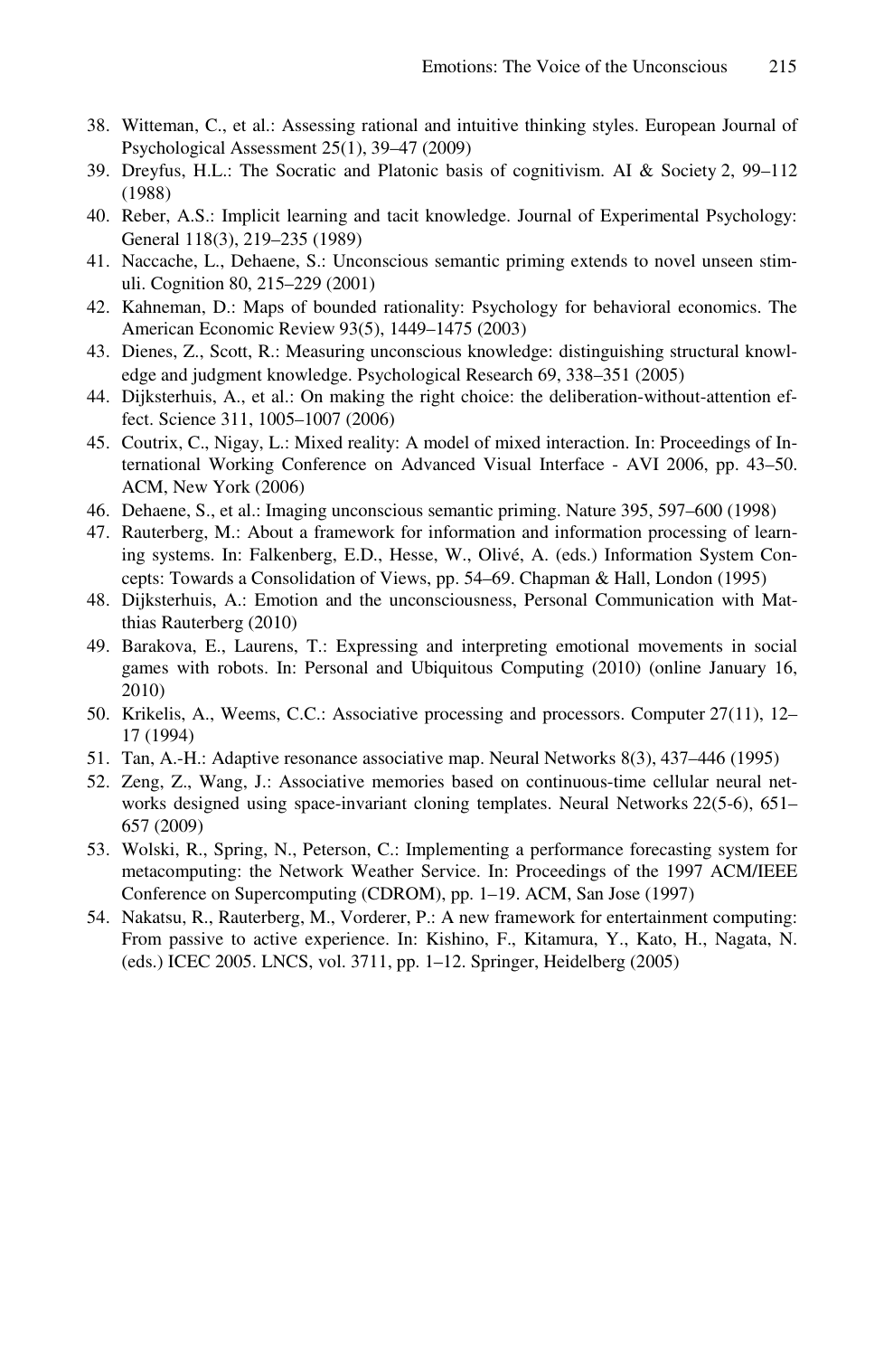38. Witteman, C., et al.: Assessing rational and intuitive thinking styles. European Journal of Psychological Assessment 25(1), 39–47 (2009)
39. Dreyfus, H.L.: The Socratic and Platonic basis of cognitivism. AI & Society 2, 99–112 (1988)
40. Reber, A.S.: Implicit learning and tacit knowledge. Journal of Experimental Psychology: General 118(3), 219–235 (1989)
41. Naccache, L., Dehaene, S.: Unconscious semantic priming extends to novel unseen stimuli. Cognition 80, 215–229 (2001)
42. Kahneman, D.: Maps of bounded rationality: Psychology for behavioral economics. The American Economic Review 93(5), 1449–1475 (2003)
43. Dienes, Z., Scott, R.: Measuring unconscious knowledge: distinguishing structural knowledge and judgment knowledge. Psychological Research 69, 338–351 (2005)
44. Dijksterhuis, A., et al.: On making the right choice: the deliberation-without-attention effect. Science 311, 1005–1007 (2006)
45. Coutrix, C., Nigay, L.: Mixed reality: A model of mixed interaction. In: Proceedings of International Working Conference on Advanced Visual Interface - AVI 2006, pp. 43–50. ACM, New York (2006)
46. Dehaene, S., et al.: Imaging unconscious semantic priming. Nature 395, 597–600 (1998)
47. Rauterberg, M.: About a framework for information and information processing of learning systems. In: Falkenberg, E.D., Hesse, W., Olivé, A. (eds.) Information System Concepts: Towards a Consolidation of Views, pp. 54–69. Chapman & Hall, London (1995)
48. Dijksterhuis, A.: Emotion and the unconsciousness, Personal Communication with Matthias Rauterberg (2010)
49. Barakova, E., Laurens, T.: Expressing and interpreting emotional movements in social games with robots. In: Personal and Ubiquitous Computing (2010) (online January 16, 2010)
50. Krikelis, A., Weems, C.C.: Associative processing and processors. Computer 27(11), 12–17 (1994)
51. Tan, A.-H.: Adaptive resonance associative map. Neural Networks 8(3), 437–446 (1995)
52. Zeng, Z., Wang, J.: Associative memories based on continuous-time cellular neural networks designed using space-invariant cloning templates. Neural Networks 22(5-6), 651–657 (2009)
53. Wolski, R., Spring, N., Peterson, C.: Implementing a performance forecasting system for metacomputing: the Network Weather Service. In: Proceedings of the 1997 ACM/IEEE Conference on Supercomputing (CDROM), pp. 1–19. ACM, San Jose (1997)
54. Nakatsu, R., Rauterberg, M., Vorderer, P.: A new framework for entertainment computing: From passive to active experience. In: Kishino, F., Kitamura, Y., Kato, H., Nagata, N. (eds.) ICEC 2005. LNCS, vol. 3711, pp. 1–12. Springer, Heidelberg (2005)